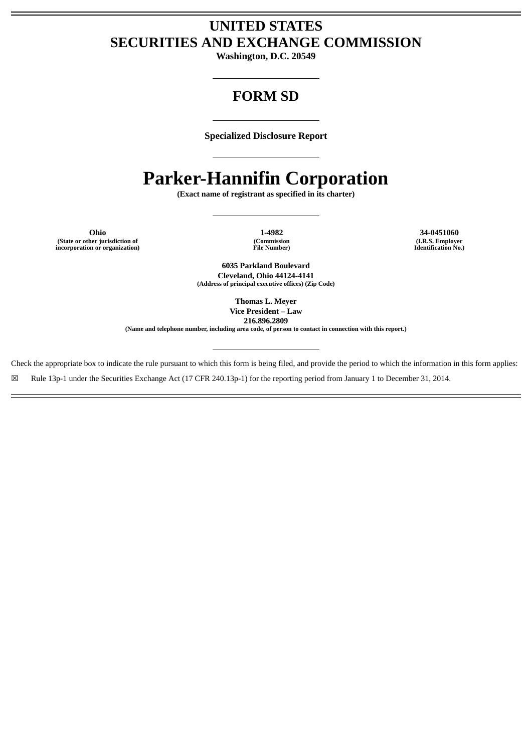# UNITED STATES
# SECURITIES AND EXCHANGE COMMISSION

**Washington, D.C. 20549**

---

## FORM SD

---

**Specialized Disclosure Report**

---

# Parker-Hannifin Corporation

**(Exact name of registrant as specified in its charter)**

---

| Ohio | 1-4982 | 34-0451060 |
|---|---|---|
| (State or other jurisdiction of incorporation or organization) | (Commission File Number) | (I.R.S. Employer Identification No.) |

**6035 Parkland Boulevard**
**Cleveland, Ohio 44124-4141**
**(Address of principal executive offices) (Zip Code)**

**Thomas L. Meyer**
**Vice President – Law**
**216.896.2809**
**(Name and telephone number, including area code, of person to contact in connection with this report.)**

---

Check the appropriate box to indicate the rule pursuant to which this form is being filed, and provide the period to which the information in this form applies:

☒ Rule 13p-1 under the Securities Exchange Act (17 CFR 240.13p-1) for the reporting period from January 1 to December 31, 2014.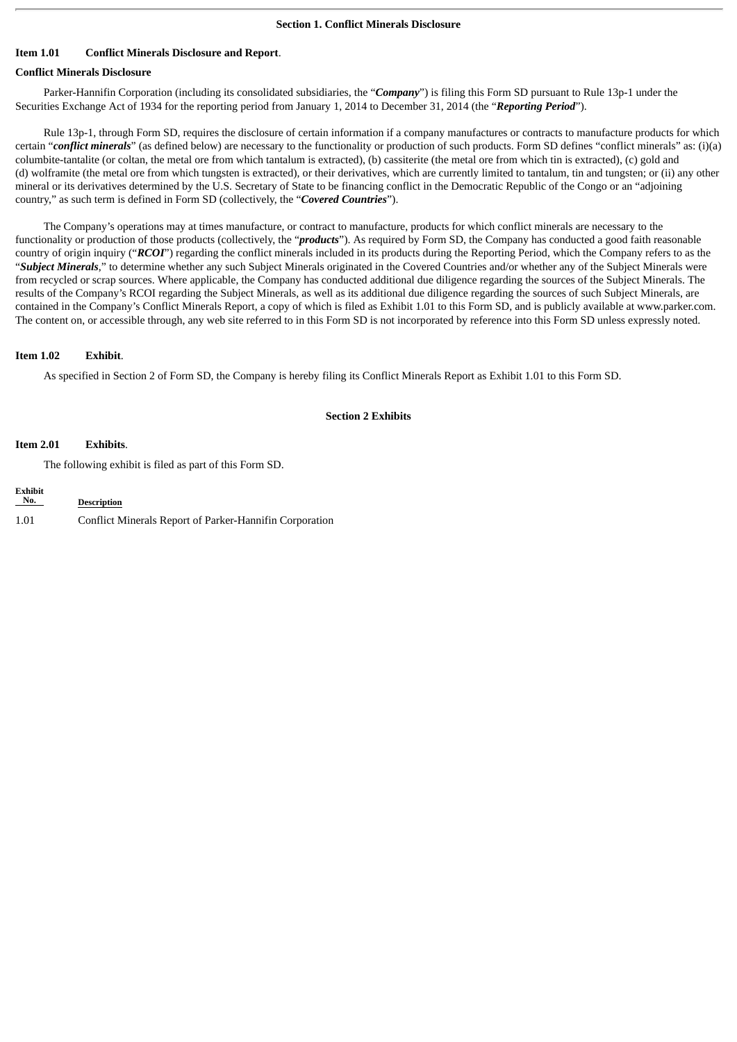## Section 1. Conflict Minerals Disclosure

**Item 1.01 Conflict Minerals Disclosure and Report**.

**Conflict Minerals Disclosure**

Parker-Hannifin Corporation (including its consolidated subsidiaries, the "***Company***") is filing this Form SD pursuant to Rule 13p-1 under the Securities Exchange Act of 1934 for the reporting period from January 1, 2014 to December 31, 2014 (the "***Reporting Period***").

Rule 13p-1, through Form SD, requires the disclosure of certain information if a company manufactures or contracts to manufacture products for which certain "***conflict minerals***" (as defined below) are necessary to the functionality or production of such products. Form SD defines "conflict minerals" as: (i)(a) columbite-tantalite (or coltan, the metal ore from which tantalum is extracted), (b) cassiterite (the metal ore from which tin is extracted), (c) gold and (d) wolframite (the metal ore from which tungsten is extracted), or their derivatives, which are currently limited to tantalum, tin and tungsten; or (ii) any other mineral or its derivatives determined by the U.S. Secretary of State to be financing conflict in the Democratic Republic of the Congo or an "adjoining country," as such term is defined in Form SD (collectively, the "***Covered Countries***").

The Company's operations may at times manufacture, or contract to manufacture, products for which conflict minerals are necessary to the functionality or production of those products (collectively, the "***products***"). As required by Form SD, the Company has conducted a good faith reasonable country of origin inquiry ("***RCOI***") regarding the conflict minerals included in its products during the Reporting Period, which the Company refers to as the "***Subject Minerals***," to determine whether any such Subject Minerals originated in the Covered Countries and/or whether any of the Subject Minerals were from recycled or scrap sources. Where applicable, the Company has conducted additional due diligence regarding the sources of the Subject Minerals. The results of the Company's RCOI regarding the Subject Minerals, as well as its additional due diligence regarding the sources of such Subject Minerals, are contained in the Company's Conflict Minerals Report, a copy of which is filed as Exhibit 1.01 to this Form SD, and is publicly available at www.parker.com. The content on, or accessible through, any web site referred to in this Form SD is not incorporated by reference into this Form SD unless expressly noted.

**Item 1.02 Exhibit**.

As specified in Section 2 of Form SD, the Company is hereby filing its Conflict Minerals Report as Exhibit 1.01 to this Form SD.

## Section 2 Exhibits

**Item 2.01 Exhibits**.

The following exhibit is filed as part of this Form SD.

| Exhibit No. | Description |
|---|---|
| 1.01 | Conflict Minerals Report of Parker-Hannifin Corporation |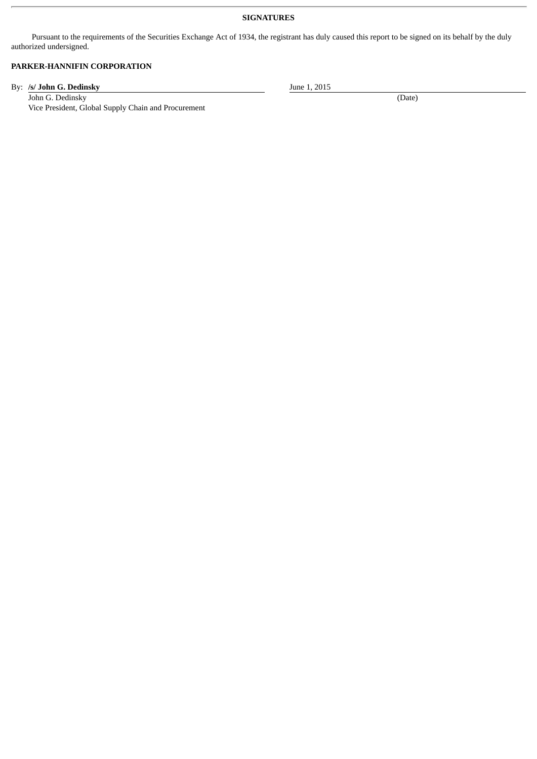**SIGNATURES**

Pursuant to the requirements of the Securities Exchange Act of 1934, the registrant has duly caused this report to be signed on its behalf by the duly authorized undersigned.

**PARKER-HANNIFIN CORPORATION**

| | |
|---|---|
| By: **/s/ John G. Dedinsky** | June 1, 2015 |
| John G. Dedinsky | (Date) |
| Vice President, Global Supply Chain and Procurement | |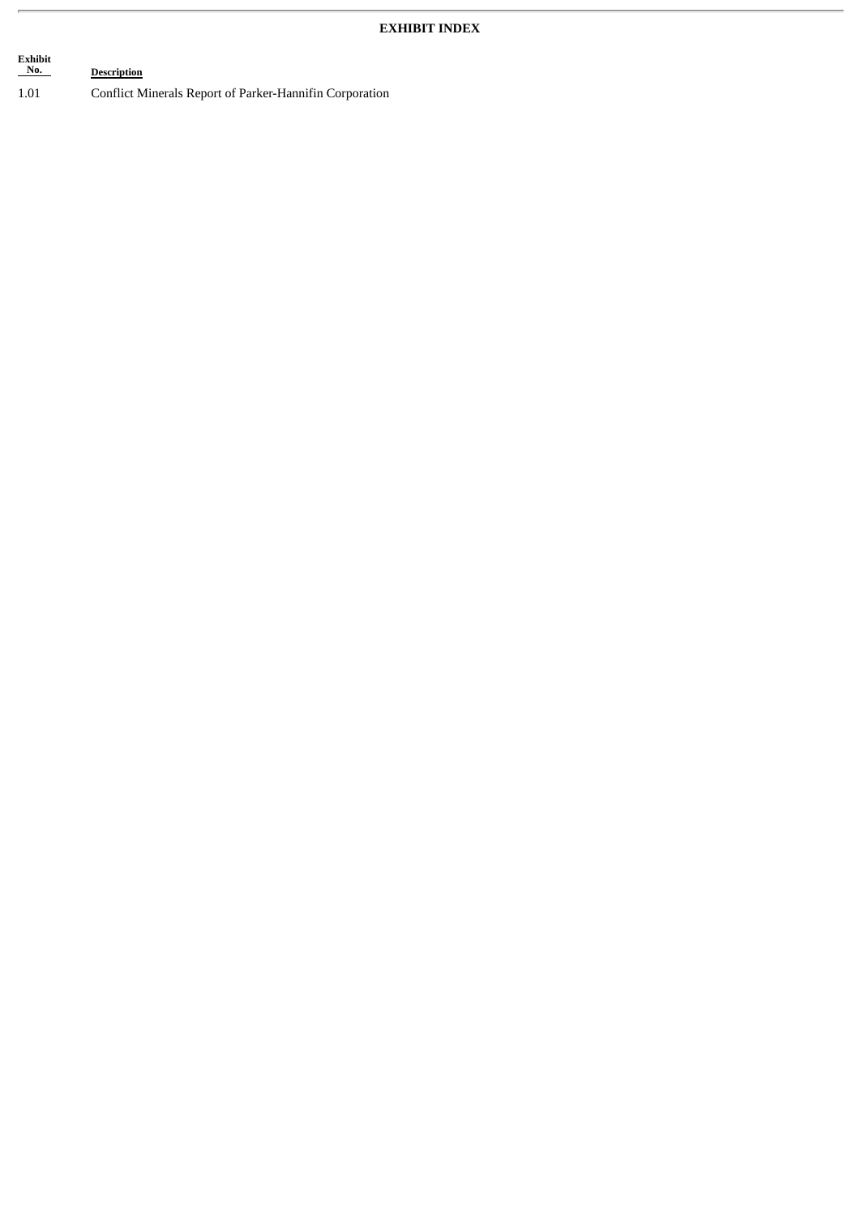**EXHIBIT INDEX**

| Exhibit No. | Description |
|---|---|
| 1.01 | Conflict Minerals Report of Parker-Hannifin Corporation |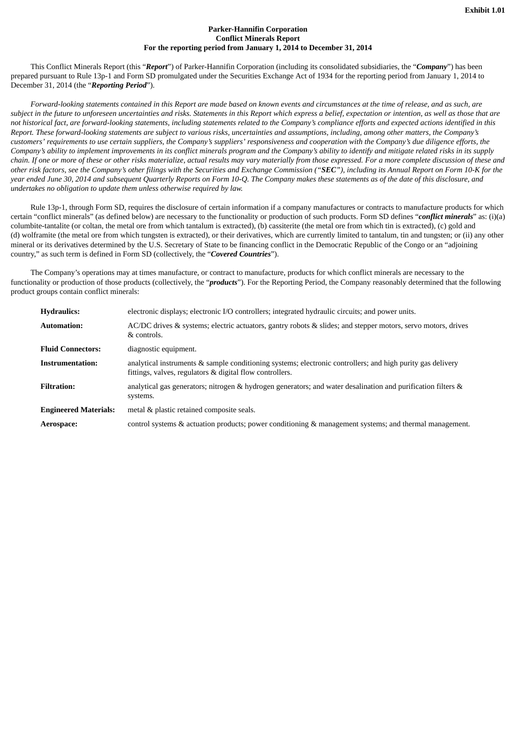Exhibit 1.01

**Parker-Hannifin Corporation**
**Conflict Minerals Report**
**For the reporting period from January 1, 2014 to December 31, 2014**

This Conflict Minerals Report (this "***Report***") of Parker-Hannifin Corporation (including its consolidated subsidiaries, the "***Company***") has been prepared pursuant to Rule 13p-1 and Form SD promulgated under the Securities Exchange Act of 1934 for the reporting period from January 1, 2014 to December 31, 2014 (the "***Reporting Period***").

*Forward-looking statements contained in this Report are made based on known events and circumstances at the time of release, and as such, are subject in the future to unforeseen uncertainties and risks. Statements in this Report which express a belief, expectation or intention, as well as those that are not historical fact, are forward-looking statements, including statements related to the Company's compliance efforts and expected actions identified in this Report. These forward-looking statements are subject to various risks, uncertainties and assumptions, including, among other matters, the Company's customers' requirements to use certain suppliers, the Company's suppliers' responsiveness and cooperation with the Company's due diligence efforts, the Company's ability to implement improvements in its conflict minerals program and the Company's ability to identify and mitigate related risks in its supply chain. If one or more of these or other risks materialize, actual results may vary materially from those expressed. For a more complete discussion of these and other risk factors, see the Company's other filings with the Securities and Exchange Commission ("**SEC**"), including its Annual Report on Form 10-K for the year ended June 30, 2014 and subsequent Quarterly Reports on Form 10-Q. The Company makes these statements as of the date of this disclosure, and undertakes no obligation to update them unless otherwise required by law.*

Rule 13p-1, through Form SD, requires the disclosure of certain information if a company manufactures or contracts to manufacture products for which certain "conflict minerals" (as defined below) are necessary to the functionality or production of such products. Form SD defines "***conflict minerals***" as: (i)(a) columbite-tantalite (or coltan, the metal ore from which tantalum is extracted), (b) cassiterite (the metal ore from which tin is extracted), (c) gold and (d) wolframite (the metal ore from which tungsten is extracted), or their derivatives, which are currently limited to tantalum, tin and tungsten; or (ii) any other mineral or its derivatives determined by the U.S. Secretary of State to be financing conflict in the Democratic Republic of the Congo or an "adjoining country," as such term is defined in Form SD (collectively, the "***Covered Countries***").

The Company's operations may at times manufacture, or contract to manufacture, products for which conflict minerals are necessary to the functionality or production of those products (collectively, the "***products***"). For the Reporting Period, the Company reasonably determined that the following product groups contain conflict minerals:

| | |
|---|---|
| **Hydraulics:** | electronic displays; electronic I/O controllers; integrated hydraulic circuits; and power units. |
| **Automation:** | AC/DC drives & systems; electric actuators, gantry robots & slides; and stepper motors, servo motors, drives & controls. |
| **Fluid Connectors:** | diagnostic equipment. |
| **Instrumentation:** | analytical instruments & sample conditioning systems; electronic controllers; and high purity gas delivery fittings, valves, regulators & digital flow controllers. |
| **Filtration:** | analytical gas generators; nitrogen & hydrogen generators; and water desalination and purification filters & systems. |
| **Engineered Materials:** | metal & plastic retained composite seals. |
| **Aerospace:** | control systems & actuation products; power conditioning & management systems; and thermal management. |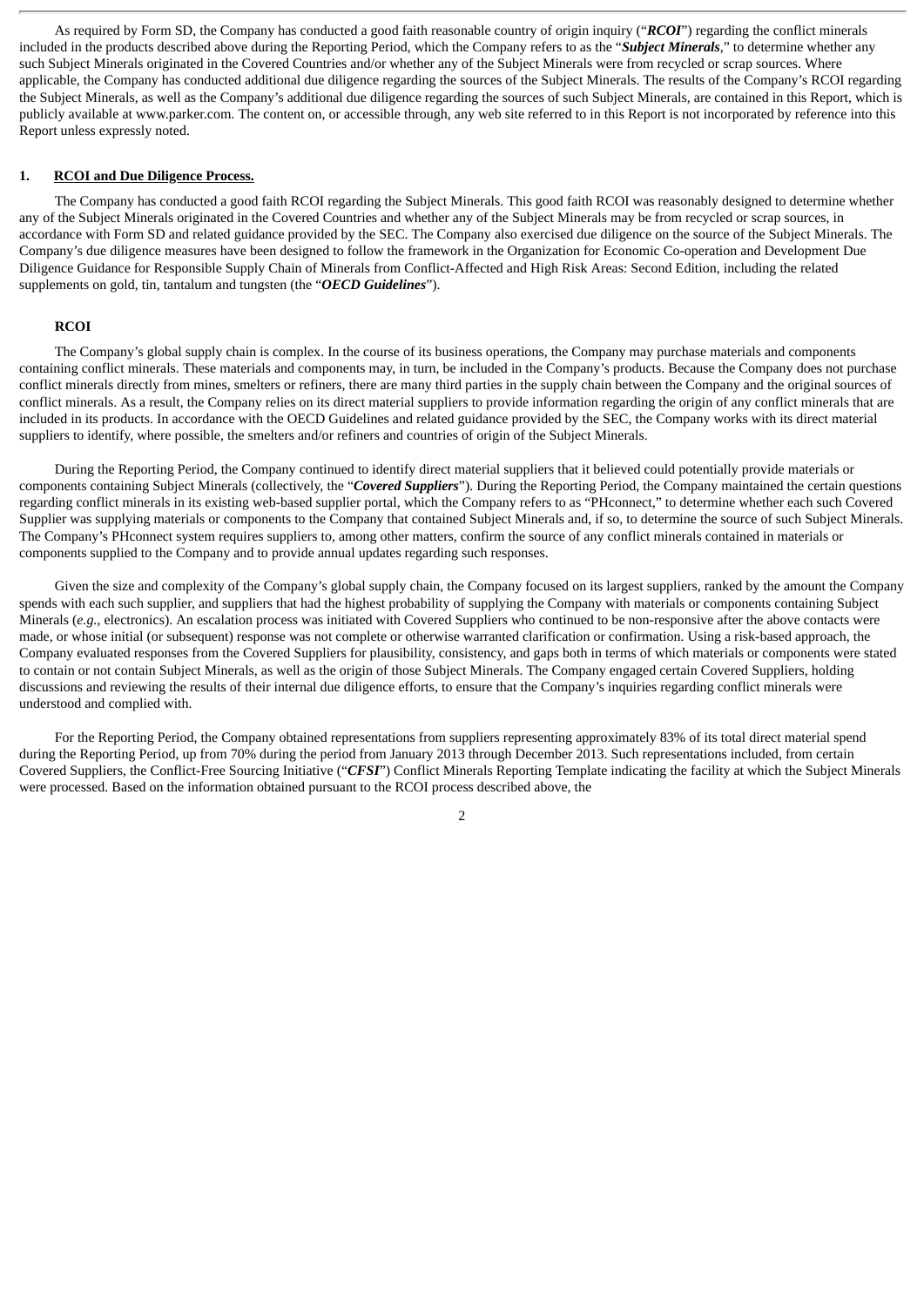As required by Form SD, the Company has conducted a good faith reasonable country of origin inquiry ("***RCOI***") regarding the conflict minerals included in the products described above during the Reporting Period, which the Company refers to as the "***Subject Minerals***," to determine whether any such Subject Minerals originated in the Covered Countries and/or whether any of the Subject Minerals were from recycled or scrap sources. Where applicable, the Company has conducted additional due diligence regarding the sources of the Subject Minerals. The results of the Company's RCOI regarding the Subject Minerals, as well as the Company's additional due diligence regarding the sources of such Subject Minerals, are contained in this Report, which is publicly available at www.parker.com. The content on, or accessible through, any web site referred to in this Report is not incorporated by reference into this Report unless expressly noted.

## 1. RCOI and Due Diligence Process.

The Company has conducted a good faith RCOI regarding the Subject Minerals. This good faith RCOI was reasonably designed to determine whether any of the Subject Minerals originated in the Covered Countries and whether any of the Subject Minerals may be from recycled or scrap sources, in accordance with Form SD and related guidance provided by the SEC. The Company also exercised due diligence on the source of the Subject Minerals. The Company's due diligence measures have been designed to follow the framework in the Organization for Economic Co-operation and Development Due Diligence Guidance for Responsible Supply Chain of Minerals from Conflict-Affected and High Risk Areas: Second Edition, including the related supplements on gold, tin, tantalum and tungsten (the "***OECD Guidelines***").

### RCOI

The Company's global supply chain is complex. In the course of its business operations, the Company may purchase materials and components containing conflict minerals. These materials and components may, in turn, be included in the Company's products. Because the Company does not purchase conflict minerals directly from mines, smelters or refiners, there are many third parties in the supply chain between the Company and the original sources of conflict minerals. As a result, the Company relies on its direct material suppliers to provide information regarding the origin of any conflict minerals that are included in its products. In accordance with the OECD Guidelines and related guidance provided by the SEC, the Company works with its direct material suppliers to identify, where possible, the smelters and/or refiners and countries of origin of the Subject Minerals.

During the Reporting Period, the Company continued to identify direct material suppliers that it believed could potentially provide materials or components containing Subject Minerals (collectively, the "***Covered Suppliers***"). During the Reporting Period, the Company maintained the certain questions regarding conflict minerals in its existing web-based supplier portal, which the Company refers to as "PHconnect," to determine whether each such Covered Supplier was supplying materials or components to the Company that contained Subject Minerals and, if so, to determine the source of such Subject Minerals. The Company's PHconnect system requires suppliers to, among other matters, confirm the source of any conflict minerals contained in materials or components supplied to the Company and to provide annual updates regarding such responses.

Given the size and complexity of the Company's global supply chain, the Company focused on its largest suppliers, ranked by the amount the Company spends with each such supplier, and suppliers that had the highest probability of supplying the Company with materials or components containing Subject Minerals (*e.g.*, electronics). An escalation process was initiated with Covered Suppliers who continued to be non-responsive after the above contacts were made, or whose initial (or subsequent) response was not complete or otherwise warranted clarification or confirmation. Using a risk-based approach, the Company evaluated responses from the Covered Suppliers for plausibility, consistency, and gaps both in terms of which materials or components were stated to contain or not contain Subject Minerals, as well as the origin of those Subject Minerals. The Company engaged certain Covered Suppliers, holding discussions and reviewing the results of their internal due diligence efforts, to ensure that the Company's inquiries regarding conflict minerals were understood and complied with.

For the Reporting Period, the Company obtained representations from suppliers representing approximately 83% of its total direct material spend during the Reporting Period, up from 70% during the period from January 2013 through December 2013. Such representations included, from certain Covered Suppliers, the Conflict-Free Sourcing Initiative ("***CFSI***") Conflict Minerals Reporting Template indicating the facility at which the Subject Minerals were processed. Based on the information obtained pursuant to the RCOI process described above, the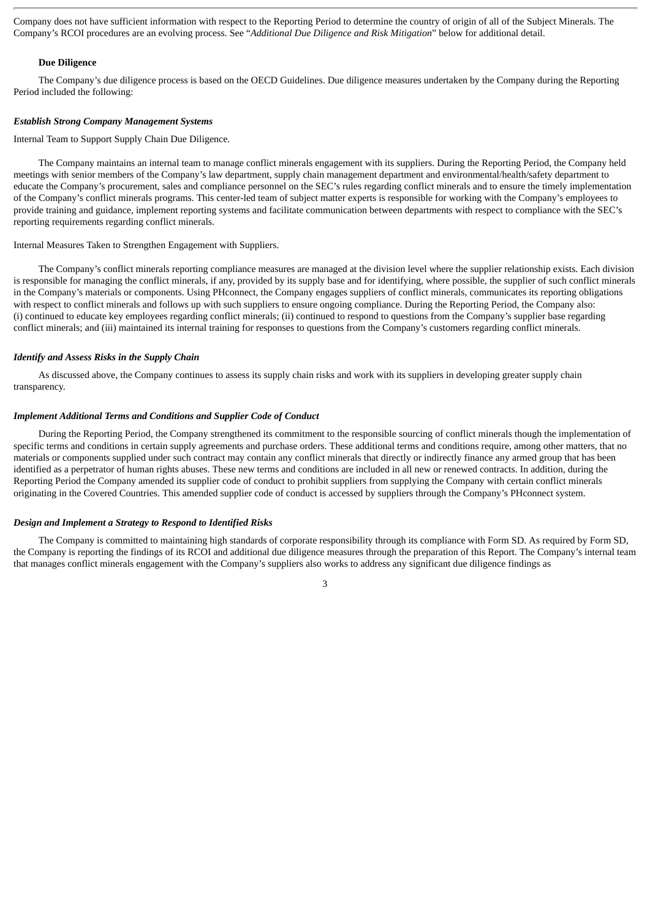Company does not have sufficient information with respect to the Reporting Period to determine the country of origin of all of the Subject Minerals. The Company's RCOI procedures are an evolving process. See "*Additional Due Diligence and Risk Mitigation*" below for additional detail.

**Due Diligence**

The Company's due diligence process is based on the OECD Guidelines. Due diligence measures undertaken by the Company during the Reporting Period included the following:

***Establish Strong Company Management Systems***

Internal Team to Support Supply Chain Due Diligence.

The Company maintains an internal team to manage conflict minerals engagement with its suppliers. During the Reporting Period, the Company held meetings with senior members of the Company's law department, supply chain management department and environmental/health/safety department to educate the Company's procurement, sales and compliance personnel on the SEC's rules regarding conflict minerals and to ensure the timely implementation of the Company's conflict minerals programs. This center-led team of subject matter experts is responsible for working with the Company's employees to provide training and guidance, implement reporting systems and facilitate communication between departments with respect to compliance with the SEC's reporting requirements regarding conflict minerals.

Internal Measures Taken to Strengthen Engagement with Suppliers.

The Company's conflict minerals reporting compliance measures are managed at the division level where the supplier relationship exists. Each division is responsible for managing the conflict minerals, if any, provided by its supply base and for identifying, where possible, the supplier of such conflict minerals in the Company's materials or components. Using PHconnect, the Company engages suppliers of conflict minerals, communicates its reporting obligations with respect to conflict minerals and follows up with such suppliers to ensure ongoing compliance. During the Reporting Period, the Company also: (i) continued to educate key employees regarding conflict minerals; (ii) continued to respond to questions from the Company's supplier base regarding conflict minerals; and (iii) maintained its internal training for responses to questions from the Company's customers regarding conflict minerals.

***Identify and Assess Risks in the Supply Chain***

As discussed above, the Company continues to assess its supply chain risks and work with its suppliers in developing greater supply chain transparency.

***Implement Additional Terms and Conditions and Supplier Code of Conduct***

During the Reporting Period, the Company strengthened its commitment to the responsible sourcing of conflict minerals though the implementation of specific terms and conditions in certain supply agreements and purchase orders. These additional terms and conditions require, among other matters, that no materials or components supplied under such contract may contain any conflict minerals that directly or indirectly finance any armed group that has been identified as a perpetrator of human rights abuses. These new terms and conditions are included in all new or renewed contracts. In addition, during the Reporting Period the Company amended its supplier code of conduct to prohibit suppliers from supplying the Company with certain conflict minerals originating in the Covered Countries. This amended supplier code of conduct is accessed by suppliers through the Company's PHconnect system.

***Design and Implement a Strategy to Respond to Identified Risks***

The Company is committed to maintaining high standards of corporate responsibility through its compliance with Form SD. As required by Form SD, the Company is reporting the findings of its RCOI and additional due diligence measures through the preparation of this Report. The Company's internal team that manages conflict minerals engagement with the Company's suppliers also works to address any significant due diligence findings as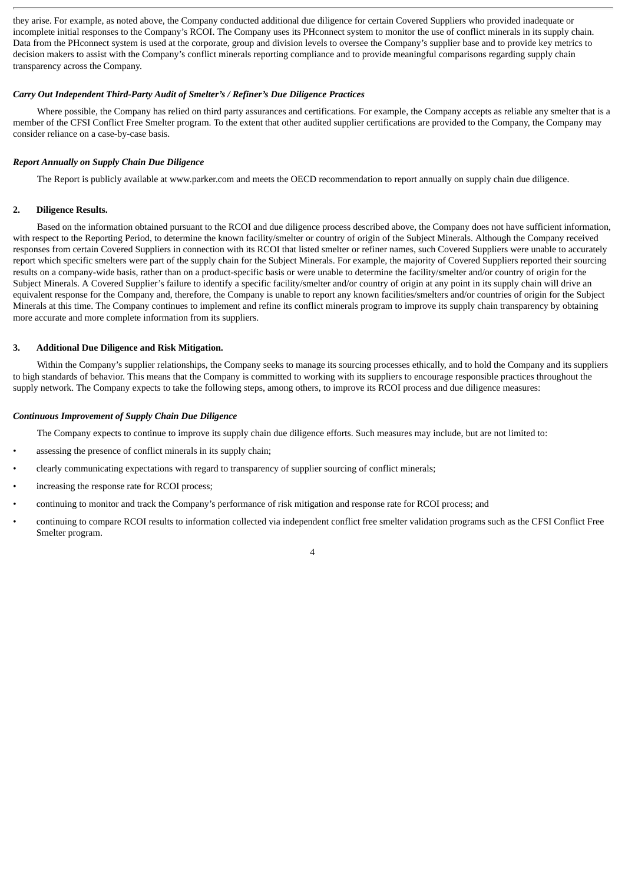they arise. For example, as noted above, the Company conducted additional due diligence for certain Covered Suppliers who provided inadequate or incomplete initial responses to the Company's RCOI. The Company uses its PHconnect system to monitor the use of conflict minerals in its supply chain. Data from the PHconnect system is used at the corporate, group and division levels to oversee the Company's supplier base and to provide key metrics to decision makers to assist with the Company's conflict minerals reporting compliance and to provide meaningful comparisons regarding supply chain transparency across the Company.

***Carry Out Independent Third-Party Audit of Smelter's / Refiner's Due Diligence Practices***

Where possible, the Company has relied on third party assurances and certifications. For example, the Company accepts as reliable any smelter that is a member of the CFSI Conflict Free Smelter program. To the extent that other audited supplier certifications are provided to the Company, the Company may consider reliance on a case-by-case basis.

***Report Annually on Supply Chain Due Diligence***

The Report is publicly available at www.parker.com and meets the OECD recommendation to report annually on supply chain due diligence.

**2. Diligence Results.**

Based on the information obtained pursuant to the RCOI and due diligence process described above, the Company does not have sufficient information, with respect to the Reporting Period, to determine the known facility/smelter or country of origin of the Subject Minerals. Although the Company received responses from certain Covered Suppliers in connection with its RCOI that listed smelter or refiner names, such Covered Suppliers were unable to accurately report which specific smelters were part of the supply chain for the Subject Minerals. For example, the majority of Covered Suppliers reported their sourcing results on a company-wide basis, rather than on a product-specific basis or were unable to determine the facility/smelter and/or country of origin for the Subject Minerals. A Covered Supplier's failure to identify a specific facility/smelter and/or country of origin at any point in its supply chain will drive an equivalent response for the Company and, therefore, the Company is unable to report any known facilities/smelters and/or countries of origin for the Subject Minerals at this time. The Company continues to implement and refine its conflict minerals program to improve its supply chain transparency by obtaining more accurate and more complete information from its suppliers.

**3. Additional Due Diligence and Risk Mitigation.**

Within the Company's supplier relationships, the Company seeks to manage its sourcing processes ethically, and to hold the Company and its suppliers to high standards of behavior. This means that the Company is committed to working with its suppliers to encourage responsible practices throughout the supply network. The Company expects to take the following steps, among others, to improve its RCOI process and due diligence measures:

***Continuous Improvement of Supply Chain Due Diligence***

The Company expects to continue to improve its supply chain due diligence efforts. Such measures may include, but are not limited to:

- assessing the presence of conflict minerals in its supply chain;
- clearly communicating expectations with regard to transparency of supplier sourcing of conflict minerals;
- increasing the response rate for RCOI process;
- continuing to monitor and track the Company's performance of risk mitigation and response rate for RCOI process; and
- continuing to compare RCOI results to information collected via independent conflict free smelter validation programs such as the CFSI Conflict Free Smelter program.